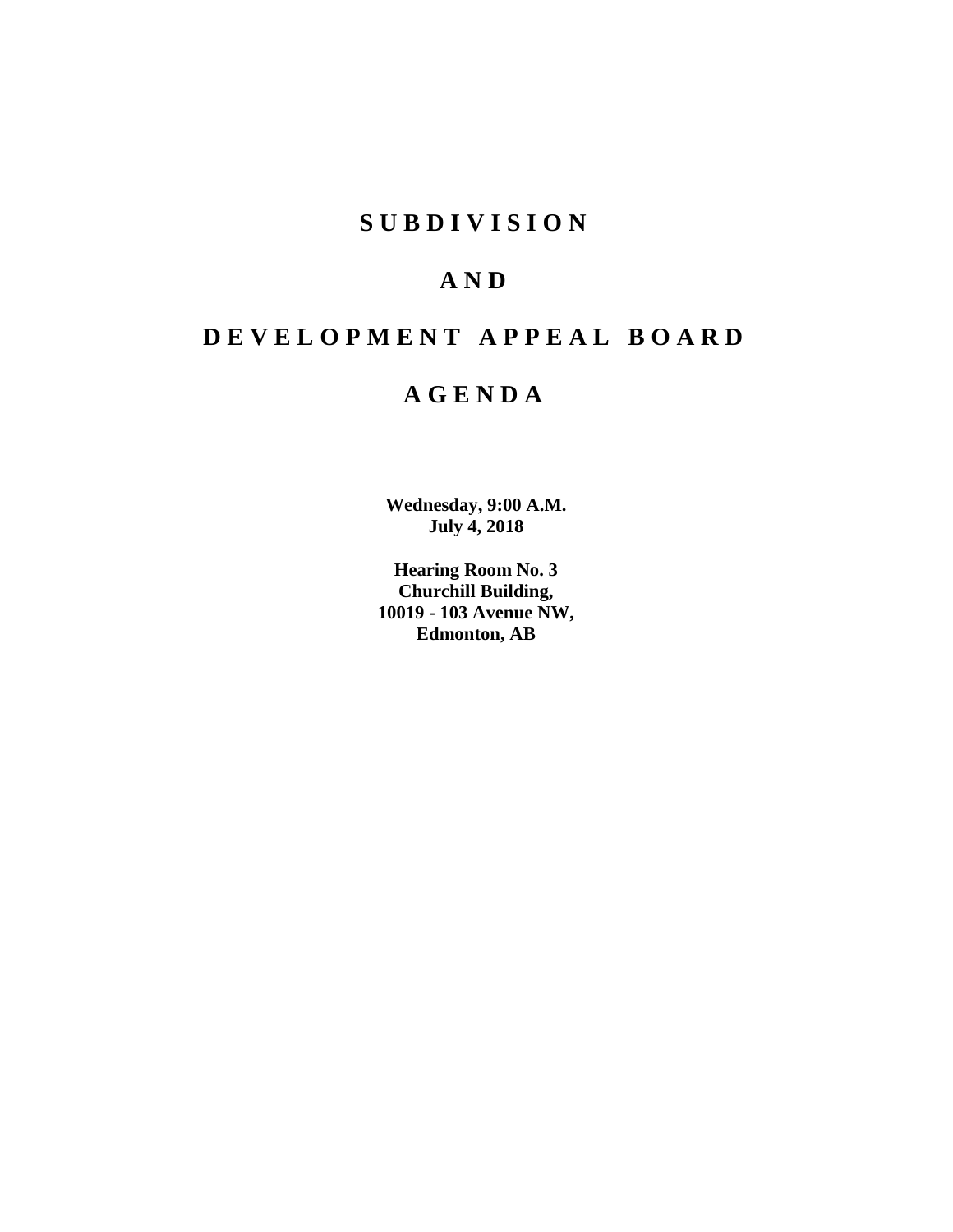# S U B D I V I S I O N

# A N D

# D E V E L O P M E N T   A P P E A L   B O A R D

# A G E N D A

**Wednesday, 9:00 A.M.**
**July 4, 2018**

**Hearing Room No. 3**
**Churchill Building,**
**10019 - 103 Avenue NW,**
**Edmonton, AB**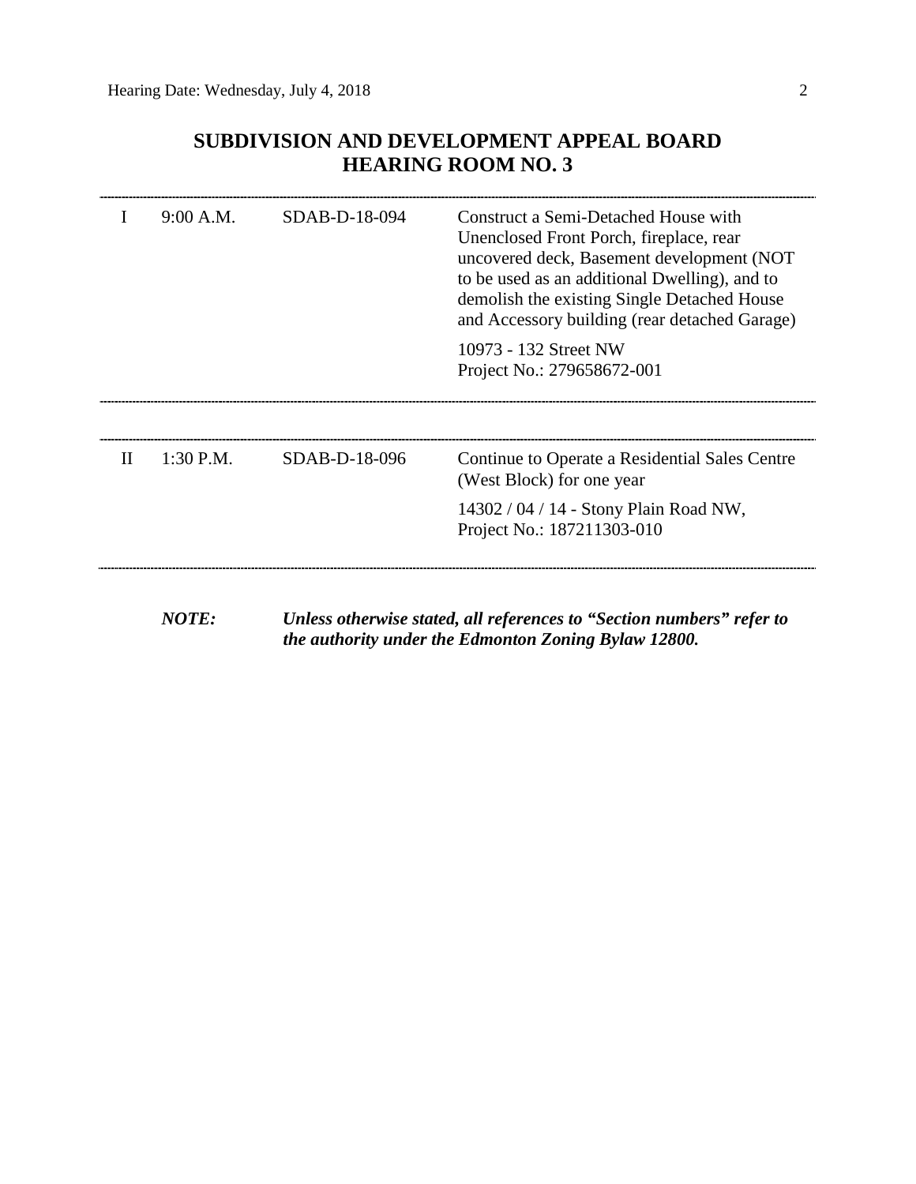# SUBDIVISION AND DEVELOPMENT APPEAL BOARD
# HEARING ROOM NO. 3

| | | | |
|---|---|---|---|
| I | 9:00 A.M. | SDAB-D-18-094 | Construct a Semi-Detached House with Unenclosed Front Porch, fireplace, rear uncovered deck, Basement development (NOT to be used as an additional Dwelling), and to demolish the existing Single Detached House and Accessory building (rear detached Garage)<br><br>10973 - 132 Street NW<br>Project No.: 279658672-001 |
| II | 1:30 P.M. | SDAB-D-18-096 | Continue to Operate a Residential Sales Centre (West Block) for one year<br><br>14302 / 04 / 14 - Stony Plain Road NW,<br>Project No.: 187211303-010 |

***NOTE:*** ***Unless otherwise stated, all references to "Section numbers" refer to the authority under the Edmonton Zoning Bylaw 12800.***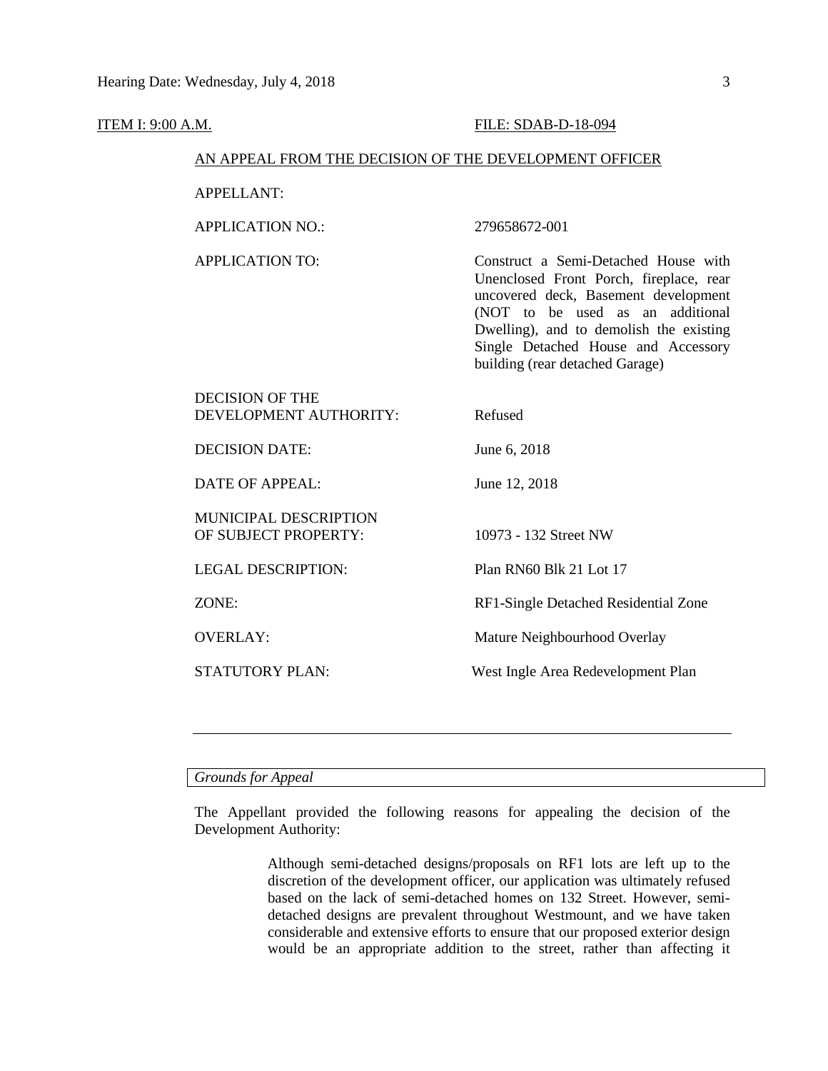ITEM I: 9:00 A.M. FILE: SDAB-D-18-094

AN APPEAL FROM THE DECISION OF THE DEVELOPMENT OFFICER

| | |
|---|---|
| APPELLANT: | |
| APPLICATION NO.: | 279658672-001 |
| APPLICATION TO: | Construct a Semi-Detached House with Unenclosed Front Porch, fireplace, rear uncovered deck, Basement development (NOT to be used as an additional Dwelling), and to demolish the existing Single Detached House and Accessory building (rear detached Garage) |
| DECISION OF THE DEVELOPMENT AUTHORITY: | Refused |
| DECISION DATE: | June 6, 2018 |
| DATE OF APPEAL: | June 12, 2018 |
| MUNICIPAL DESCRIPTION OF SUBJECT PROPERTY: | 10973 - 132 Street NW |
| LEGAL DESCRIPTION: | Plan RN60 Blk 21 Lot 17 |
| ZONE: | RF1-Single Detached Residential Zone |
| OVERLAY: | Mature Neighbourhood Overlay |
| STATUTORY PLAN: | West Ingle Area Redevelopment Plan |

---

*Grounds for Appeal*

The Appellant provided the following reasons for appealing the decision of the Development Authority:

> Although semi-detached designs/proposals on RF1 lots are left up to the discretion of the development officer, our application was ultimately refused based on the lack of semi-detached homes on 132 Street. However, semi-detached designs are prevalent throughout Westmount, and we have taken considerable and extensive efforts to ensure that our proposed exterior design would be an appropriate addition to the street, rather than affecting it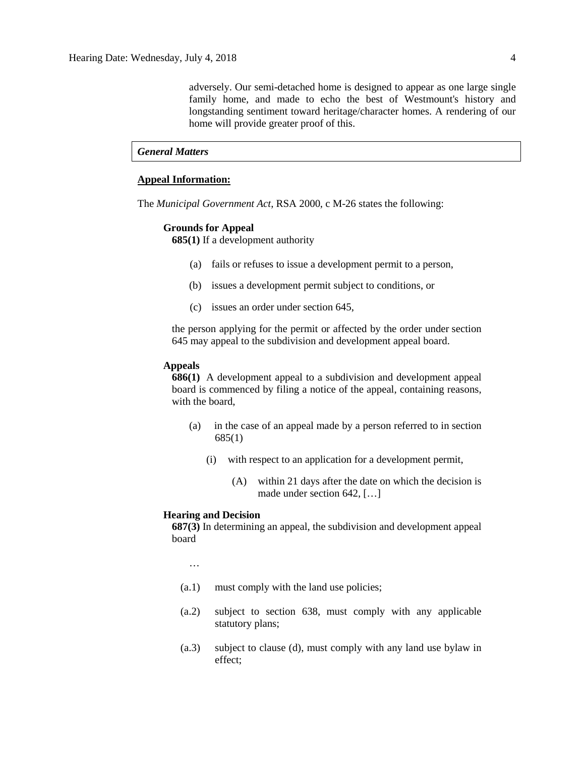adversely. Our semi-detached home is designed to appear as one large single family home, and made to echo the best of Westmount's history and longstanding sentiment toward heritage/character homes. A rendering of our home will provide greater proof of this.

***General Matters***

**Appeal Information:**

The *Municipal Government Act*, RSA 2000, c M-26 states the following:

**Grounds for Appeal**

**685(1)** If a development authority

(a) fails or refuses to issue a development permit to a person,

(b) issues a development permit subject to conditions, or

(c) issues an order under section 645,

the person applying for the permit or affected by the order under section 645 may appeal to the subdivision and development appeal board.

**Appeals**

**686(1)** A development appeal to a subdivision and development appeal board is commenced by filing a notice of the appeal, containing reasons, with the board,

(a) in the case of an appeal made by a person referred to in section 685(1)

(i) with respect to an application for a development permit,

(A) within 21 days after the date on which the decision is made under section 642, […]

**Hearing and Decision**

**687(3)** In determining an appeal, the subdivision and development appeal board

…

(a.1) must comply with the land use policies;

(a.2) subject to section 638, must comply with any applicable statutory plans;

(a.3) subject to clause (d), must comply with any land use bylaw in effect;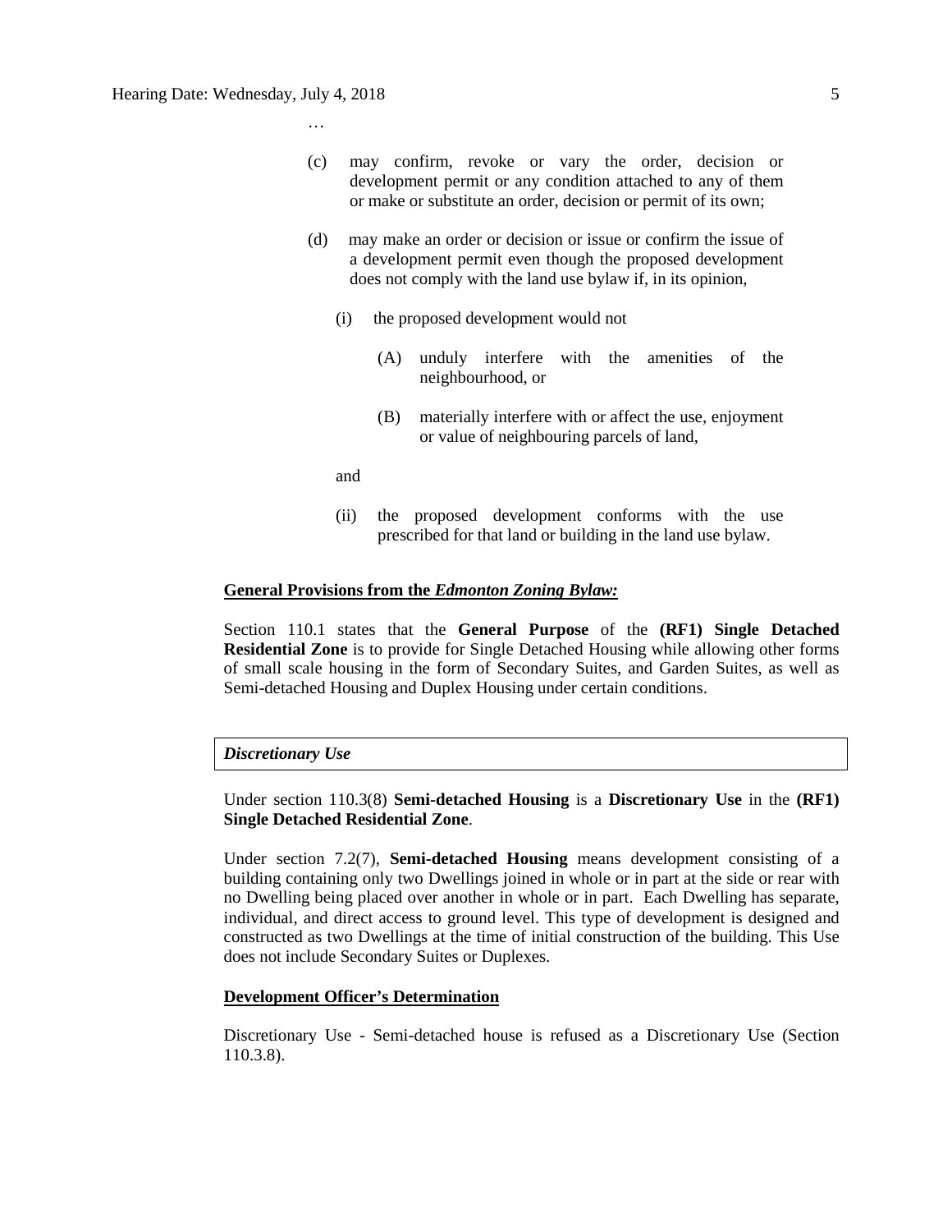…

(c) may confirm, revoke or vary the order, decision or development permit or any condition attached to any of them or make or substitute an order, decision or permit of its own;

(d) may make an order or decision or issue or confirm the issue of a development permit even though the proposed development does not comply with the land use bylaw if, in its opinion,

   (i) the proposed development would not

      (A) unduly interfere with the amenities of the neighbourhood, or

      (B) materially interfere with or affect the use, enjoyment or value of neighbouring parcels of land,

   and

   (ii) the proposed development conforms with the use prescribed for that land or building in the land use bylaw.

**General Provisions from the *Edmonton Zoning Bylaw:***

Section 110.1 states that the **General Purpose** of the **(RF1) Single Detached Residential Zone** is to provide for Single Detached Housing while allowing other forms of small scale housing in the form of Secondary Suites, and Garden Suites, as well as Semi-detached Housing and Duplex Housing under certain conditions.

***Discretionary Use***

Under section 110.3(8) **Semi-detached Housing** is a **Discretionary Use** in the **(RF1) Single Detached Residential Zone**.

Under section 7.2(7), **Semi-detached Housing** means development consisting of a building containing only two Dwellings joined in whole or in part at the side or rear with no Dwelling being placed over another in whole or in part. Each Dwelling has separate, individual, and direct access to ground level. This type of development is designed and constructed as two Dwellings at the time of initial construction of the building. This Use does not include Secondary Suites or Duplexes.

**Development Officer's Determination**

Discretionary Use - Semi-detached house is refused as a Discretionary Use (Section 110.3.8).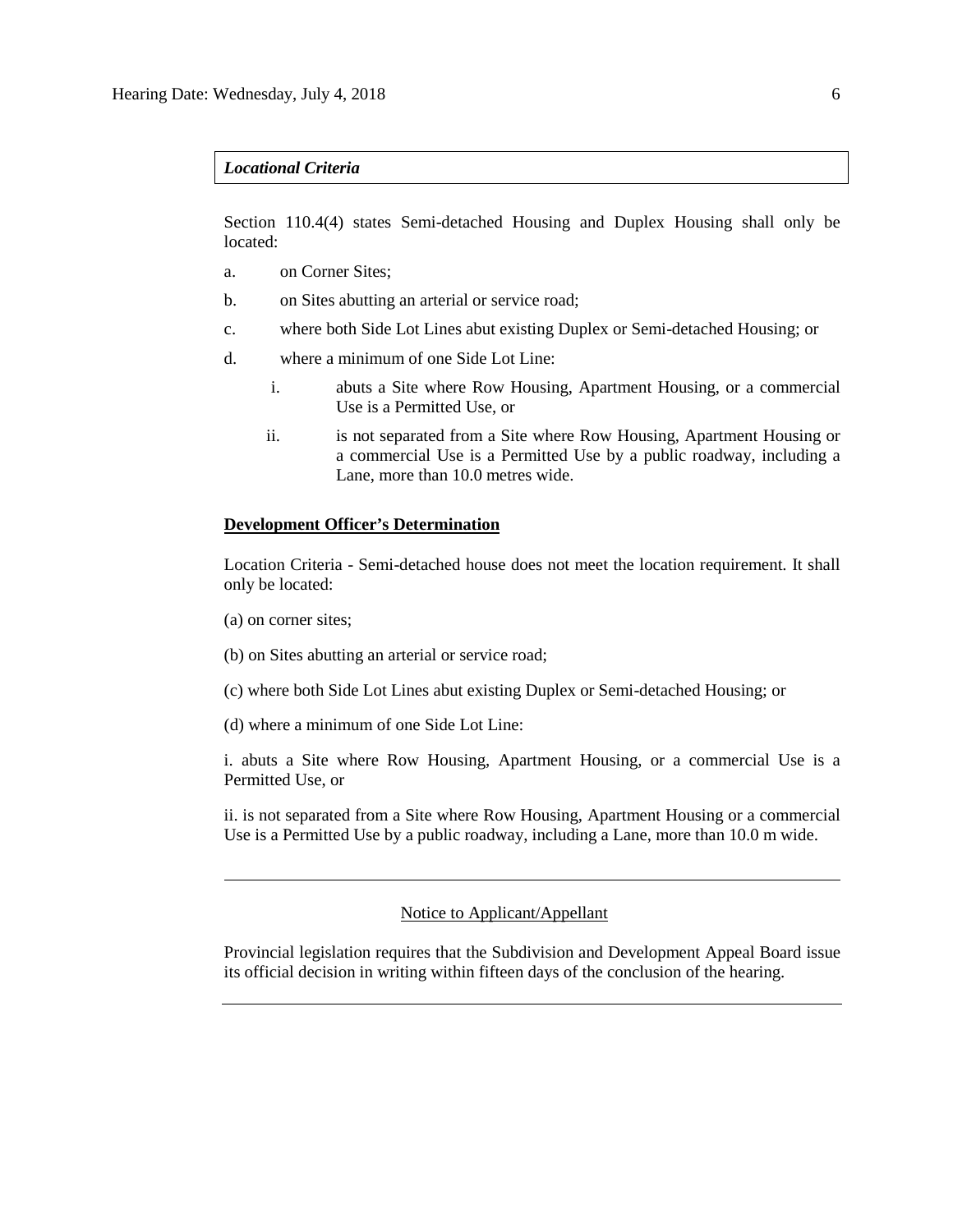***Locational Criteria***

Section 110.4(4) states Semi-detached Housing and Duplex Housing shall only be located:

a. on Corner Sites;

b. on Sites abutting an arterial or service road;

c. where both Side Lot Lines abut existing Duplex or Semi-detached Housing; or

d. where a minimum of one Side Lot Line:

   i. abuts a Site where Row Housing, Apartment Housing, or a commercial Use is a Permitted Use, or

   ii. is not separated from a Site where Row Housing, Apartment Housing or a commercial Use is a Permitted Use by a public roadway, including a Lane, more than 10.0 metres wide.

**Development Officer's Determination**

Location Criteria - Semi-detached house does not meet the location requirement. It shall only be located:

(a) on corner sites;

(b) on Sites abutting an arterial or service road;

(c) where both Side Lot Lines abut existing Duplex or Semi-detached Housing; or

(d) where a minimum of one Side Lot Line:

i. abuts a Site where Row Housing, Apartment Housing, or a commercial Use is a Permitted Use, or

ii. is not separated from a Site where Row Housing, Apartment Housing or a commercial Use is a Permitted Use by a public roadway, including a Lane, more than 10.0 m wide.

---

Notice to Applicant/Appellant

Provincial legislation requires that the Subdivision and Development Appeal Board issue its official decision in writing within fifteen days of the conclusion of the hearing.

---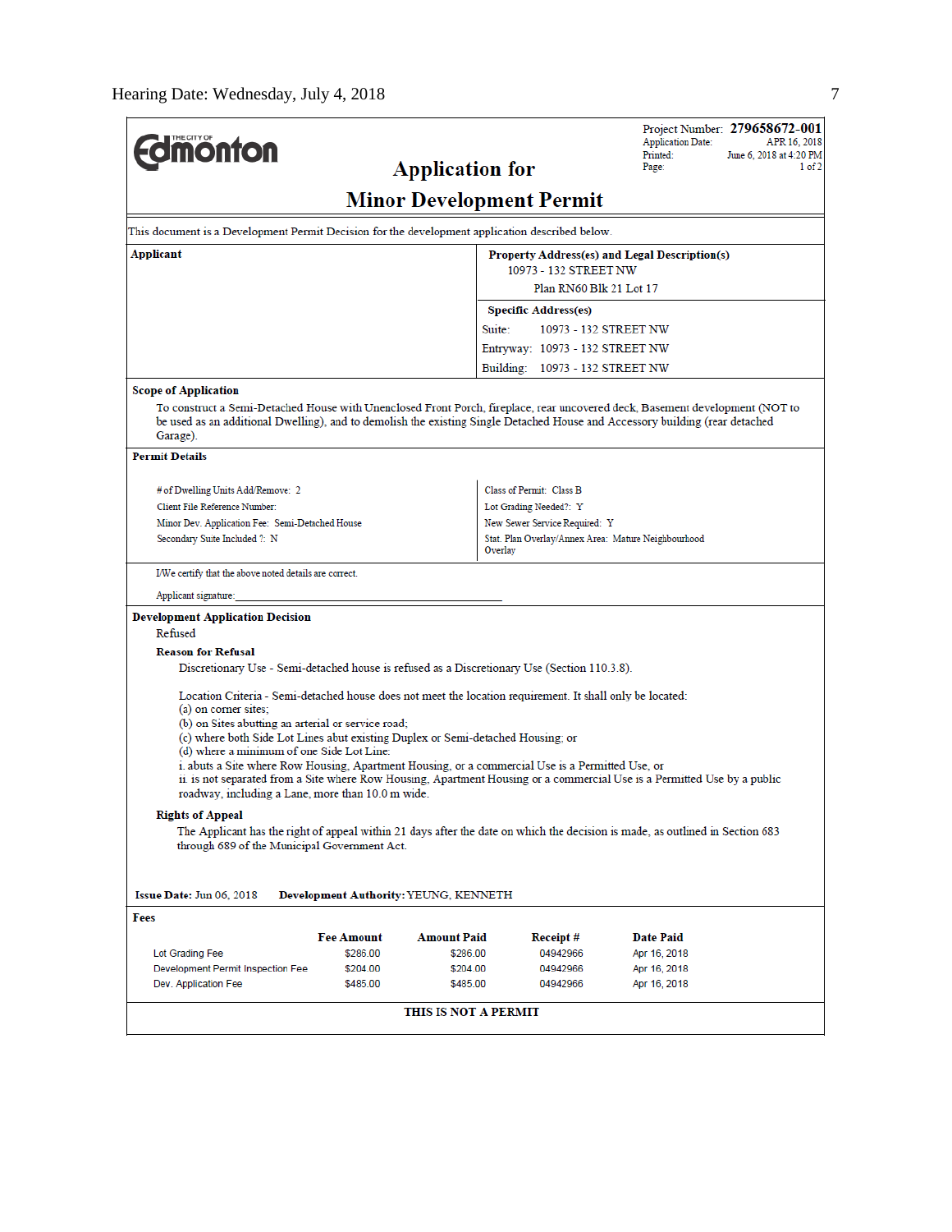Hearing Date: Wednesday, July 4, 2018

**Edmonton** (The City of)

# Application for Minor Development Permit

Project Number: **279658672-001**
Application Date: APR 16, 2018
Printed: June 6, 2018 at 4:20 PM
Page: 1 of 2

This document is a Development Permit Decision for the development application described below.

| Applicant | Property Address(es) and Legal Description(s) |
|---|---|
| | 10973 - 132 STREET NW |
| | Plan RN60 Blk 21 Lot 17 |
| | **Specific Address(es)** |
| | Suite: 10973 - 132 STREET NW |
| | Entryway: 10973 - 132 STREET NW |
| | Building: 10973 - 132 STREET NW |

**Scope of Application**

To construct a Semi-Detached House with Unenclosed Front Porch, fireplace, rear uncovered deck, Basement development (NOT to be used as an additional Dwelling), and to demolish the existing Single Detached House and Accessory building (rear detached Garage).

**Permit Details**

| | |
|---|---|
| # of Dwelling Units Add/Remove: 2 | Class of Permit: Class B |
| Client File Reference Number: | Lot Grading Needed?: Y |
| Minor Dev. Application Fee: Semi-Detached House | New Sewer Service Required: Y |
| Secondary Suite Included ?: N | Stat. Plan Overlay/Annex Area: Mature Neighbourhood Overlay |

I/We certify that the above noted details are correct.

Applicant signature: ______________________________

**Development Application Decision**

Refused

**Reason for Refusal**

Discretionary Use - Semi-detached house is refused as a Discretionary Use (Section 110.3.8).

Location Criteria - Semi-detached house does not meet the location requirement. It shall only be located:
(a) on corner sites;
(b) on Sites abutting an arterial or service road;
(c) where both Side Lot Lines abut existing Duplex or Semi-detached Housing; or
(d) where a minimum of one Side Lot Line:
i. abuts a Site where Row Housing, Apartment Housing, or a commercial Use is a Permitted Use, or
ii. is not separated from a Site where Row Housing, Apartment Housing or a commercial Use is a Permitted Use by a public roadway, including a Lane, more than 10.0 m wide.

**Rights of Appeal**

The Applicant has the right of appeal within 21 days after the date on which the decision is made, as outlined in Section 683 through 689 of the Municipal Government Act.

**Issue Date:** Jun 06, 2018 **Development Authority:** YEUNG, KENNETH

**Fees**

| | Fee Amount | Amount Paid | Receipt # | Date Paid |
|---|---|---|---|---|
| Lot Grading Fee | $286.00 | $286.00 | 04942966 | Apr 16, 2018 |
| Development Permit Inspection Fee | $204.00 | $204.00 | 04942966 | Apr 16, 2018 |
| Dev. Application Fee | $485.00 | $485.00 | 04942966 | Apr 16, 2018 |

**THIS IS NOT A PERMIT**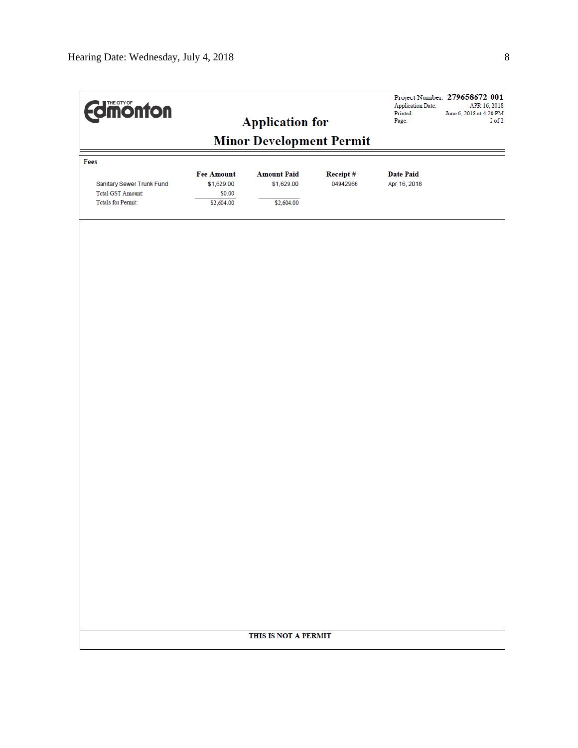THE CITY OF Edmonton

# Application for

# Minor Development Permit

Project Number: **279658672-001**
Application Date: APR 16, 2018
Printed: June 6, 2018 at 4:20 PM
Page: 2 of 2

**Fees**

| | Fee Amount | Amount Paid | Receipt # | Date Paid |
|---|---|---|---|---|
| Sanitary Sewer Trunk Fund | $1,629.00 | $1,629.00 | 04942966 | Apr 16, 2018 |
| Total GST Amount: | $0.00 | | | |
| Totals for Permit: | $2,604.00 | $2,604.00 | | |

**THIS IS NOT A PERMIT**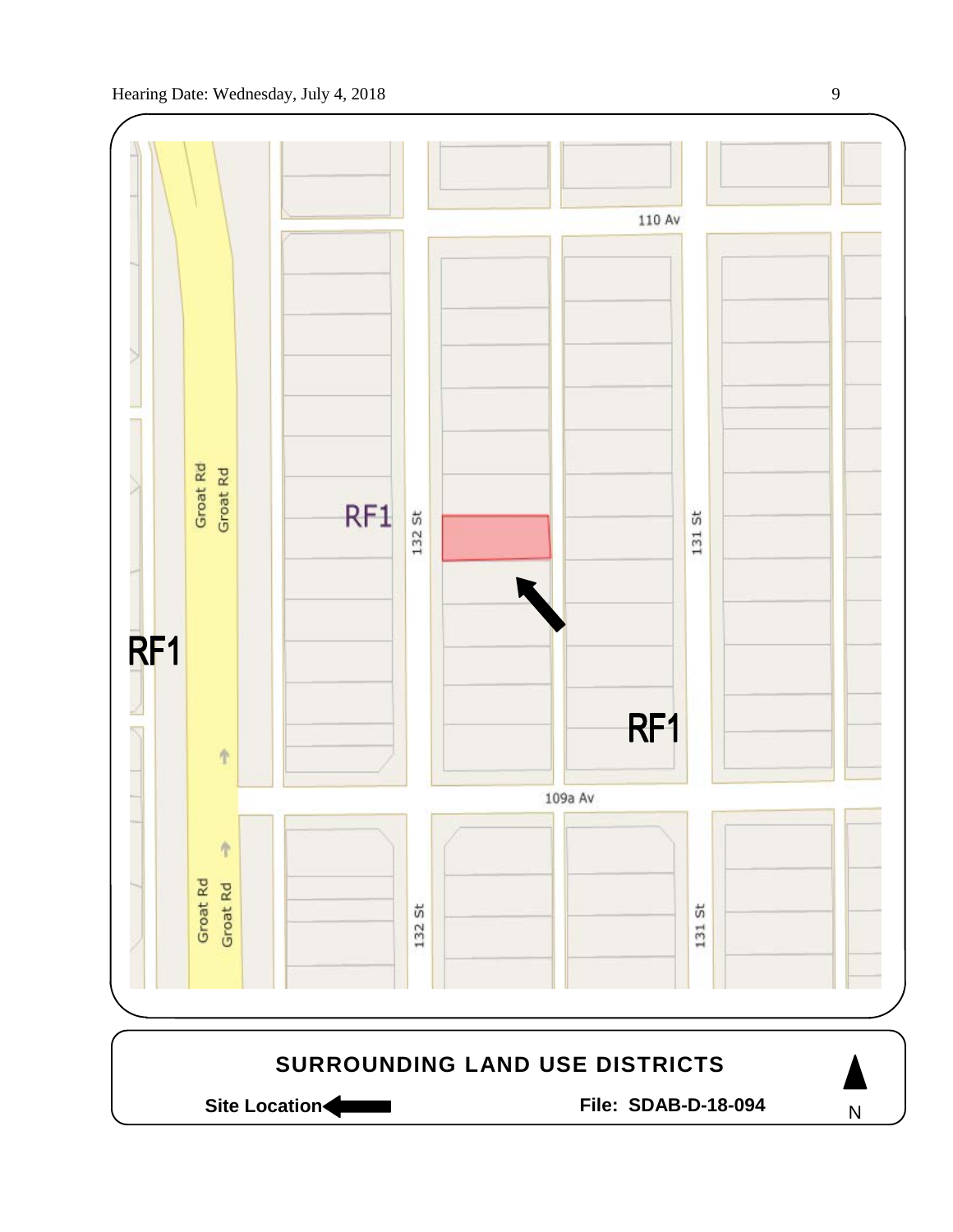110 Av

Groat Rd

Groat Rd

RF1

132 St

131 St

RF1

RF1

109a Av

Groat Rd

Groat Rd

132 St

131 St

**SURROUNDING LAND USE DISTRICTS**

**Site Location** ←

**File: SDAB-D-18-094**

N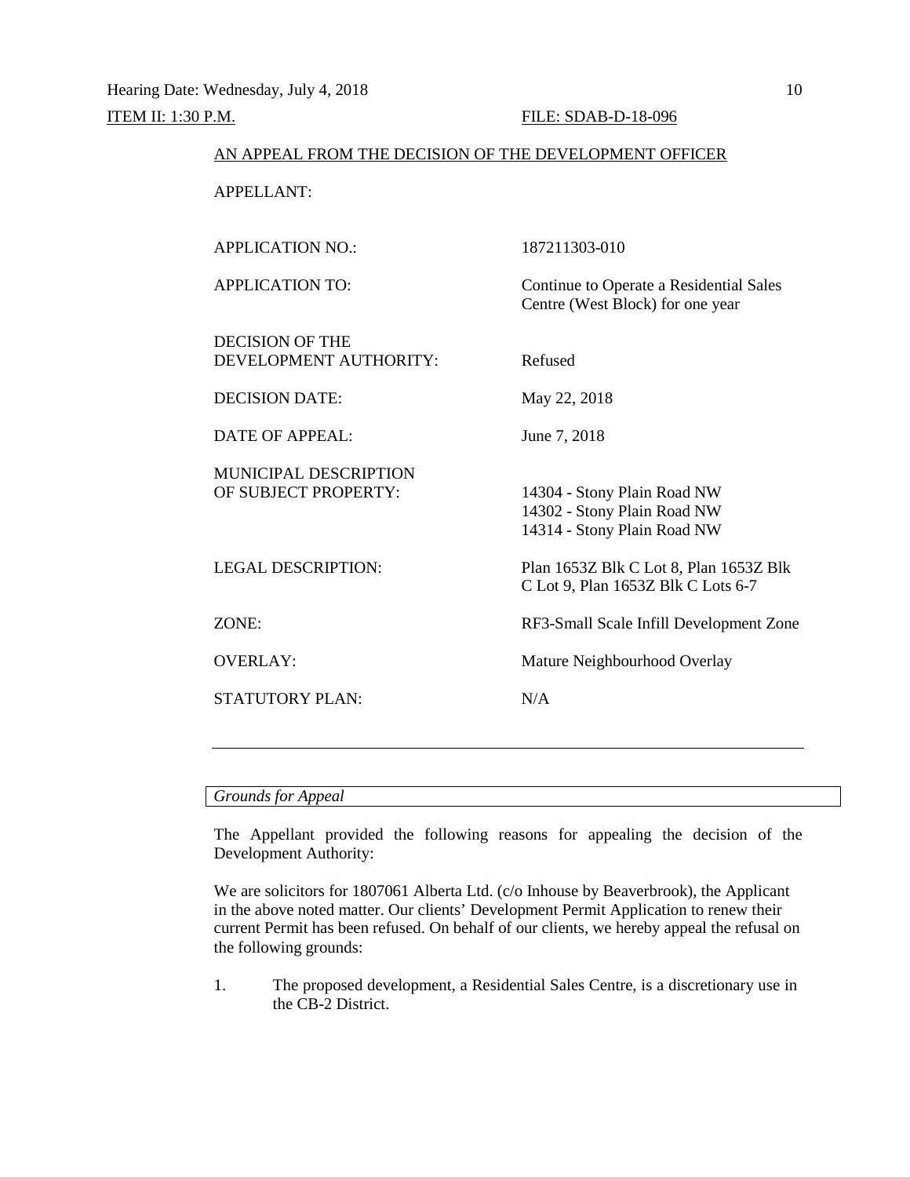Hearing Date: Wednesday, July 4, 2018

ITEM II: 1:30 P.M. FILE: SDAB-D-18-096

AN APPEAL FROM THE DECISION OF THE DEVELOPMENT OFFICER

| | |
|---|---|
| APPELLANT: | |
| APPLICATION NO.: | 187211303-010 |
| APPLICATION TO: | Continue to Operate a Residential Sales Centre (West Block) for one year |
| DECISION OF THE DEVELOPMENT AUTHORITY: | Refused |
| DECISION DATE: | May 22, 2018 |
| DATE OF APPEAL: | June 7, 2018 |
| MUNICIPAL DESCRIPTION OF SUBJECT PROPERTY: | 14304 - Stony Plain Road NW<br>14302 - Stony Plain Road NW<br>14314 - Stony Plain Road NW |
| LEGAL DESCRIPTION: | Plan 1653Z Blk C Lot 8, Plan 1653Z Blk C Lot 9, Plan 1653Z Blk C Lots 6-7 |
| ZONE: | RF3-Small Scale Infill Development Zone |
| OVERLAY: | Mature Neighbourhood Overlay |
| STATUTORY PLAN: | N/A |

---

*Grounds for Appeal*

The Appellant provided the following reasons for appealing the decision of the Development Authority:

We are solicitors for 1807061 Alberta Ltd. (c/o Inhouse by Beaverbrook), the Applicant in the above noted matter. Our clients' Development Permit Application to renew their current Permit has been refused. On behalf of our clients, we hereby appeal the refusal on the following grounds:

1. The proposed development, a Residential Sales Centre, is a discretionary use in the CB-2 District.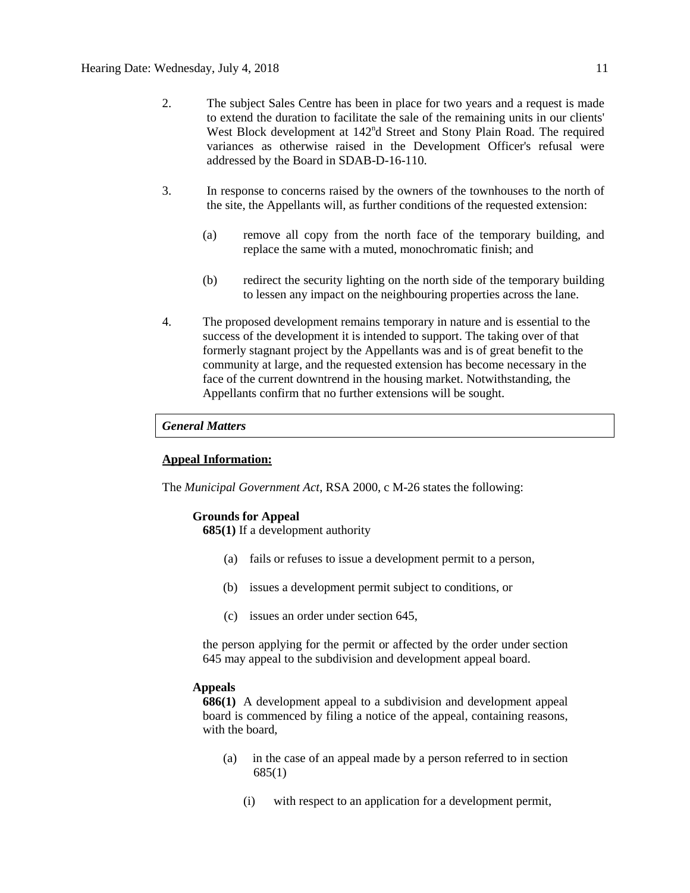2. The subject Sales Centre has been in place for two years and a request is made to extend the duration to facilitate the sale of the remaining units in our clients' West Block development at 142nd Street and Stony Plain Road. The required variances as otherwise raised in the Development Officer's refusal were addressed by the Board in SDAB-D-16-110.

3. In response to concerns raised by the owners of the townhouses to the north of the site, the Appellants will, as further conditions of the requested extension:

   (a) remove all copy from the north face of the temporary building, and replace the same with a muted, monochromatic finish; and

   (b) redirect the security lighting on the north side of the temporary building to lessen any impact on the neighbouring properties across the lane.

4. The proposed development remains temporary in nature and is essential to the success of the development it is intended to support. The taking over of that formerly stagnant project by the Appellants was and is of great benefit to the community at large, and the requested extension has become necessary in the face of the current downtrend in the housing market. Notwithstanding, the Appellants confirm that no further extensions will be sought.

***General Matters***

**Appeal Information:**

The *Municipal Government Act*, RSA 2000, c M-26 states the following:

**Grounds for Appeal**

**685(1)** If a development authority

(a) fails or refuses to issue a development permit to a person,

(b) issues a development permit subject to conditions, or

(c) issues an order under section 645,

the person applying for the permit or affected by the order under section 645 may appeal to the subdivision and development appeal board.

**Appeals**

**686(1)** A development appeal to a subdivision and development appeal board is commenced by filing a notice of the appeal, containing reasons, with the board,

(a) in the case of an appeal made by a person referred to in section 685(1)

(i) with respect to an application for a development permit,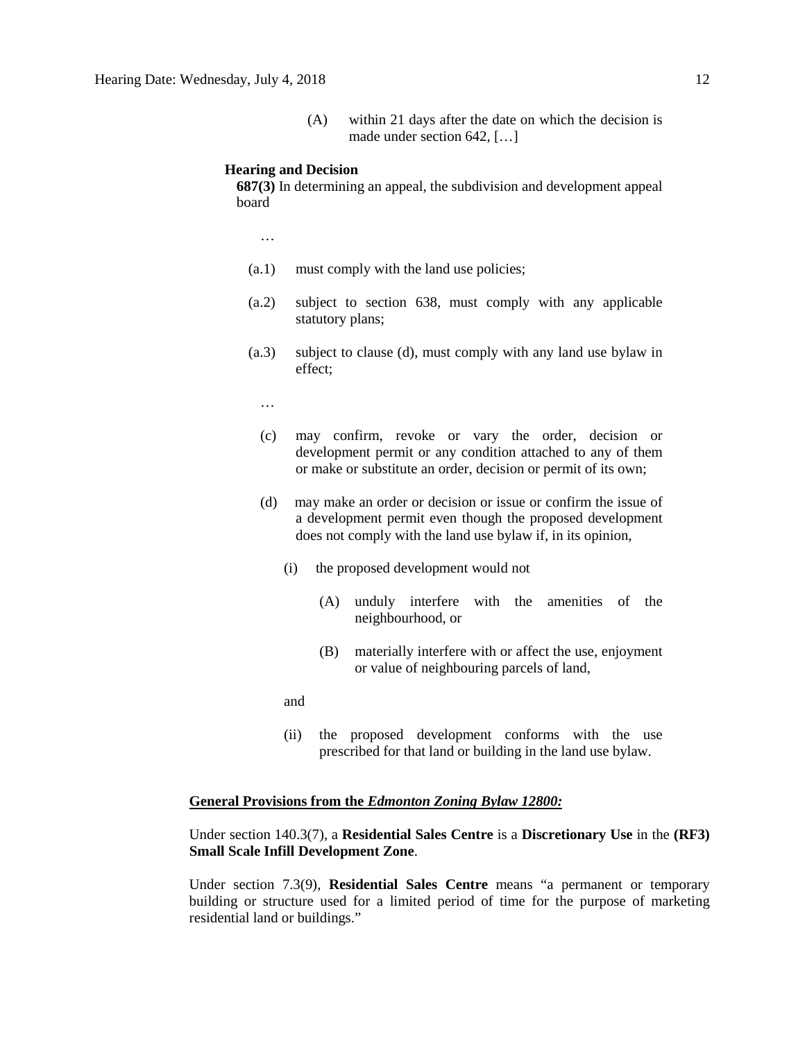(A) within 21 days after the date on which the decision is made under section 642, […]

**Hearing and Decision**

**687(3)** In determining an appeal, the subdivision and development appeal board

…

(a.1) must comply with the land use policies;

(a.2) subject to section 638, must comply with any applicable statutory plans;

(a.3) subject to clause (d), must comply with any land use bylaw in effect;

…

(c) may confirm, revoke or vary the order, decision or development permit or any condition attached to any of them or make or substitute an order, decision or permit of its own;

(d) may make an order or decision or issue or confirm the issue of a development permit even though the proposed development does not comply with the land use bylaw if, in its opinion,

(i) the proposed development would not

(A) unduly interfere with the amenities of the neighbourhood, or

(B) materially interfere with or affect the use, enjoyment or value of neighbouring parcels of land,

and

(ii) the proposed development conforms with the use prescribed for that land or building in the land use bylaw.

**General Provisions from the *Edmonton Zoning Bylaw 12800:***

Under section 140.3(7), a **Residential Sales Centre** is a **Discretionary Use** in the **(RF3) Small Scale Infill Development Zone**.

Under section 7.3(9), **Residential Sales Centre** means "a permanent or temporary building or structure used for a limited period of time for the purpose of marketing residential land or buildings."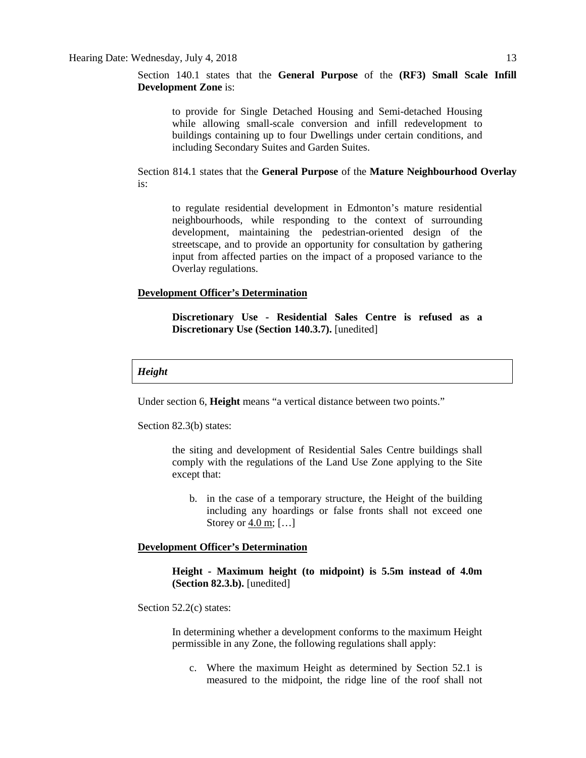Section 140.1 states that the **General Purpose** of the **(RF3) Small Scale Infill Development Zone** is:

> to provide for Single Detached Housing and Semi-detached Housing while allowing small-scale conversion and infill redevelopment to buildings containing up to four Dwellings under certain conditions, and including Secondary Suites and Garden Suites.

Section 814.1 states that the **General Purpose** of the **Mature Neighbourhood Overlay** is:

> to regulate residential development in Edmonton's mature residential neighbourhoods, while responding to the context of surrounding development, maintaining the pedestrian-oriented design of the streetscape, and to provide an opportunity for consultation by gathering input from affected parties on the impact of a proposed variance to the Overlay regulations.

**Development Officer's Determination**

> **Discretionary Use - Residential Sales Centre is refused as a Discretionary Use (Section 140.3.7).** [unedited]

***Height***

Under section 6, **Height** means "a vertical distance between two points."

Section 82.3(b) states:

> the siting and development of Residential Sales Centre buildings shall comply with the regulations of the Land Use Zone applying to the Site except that:
>
> b. in the case of a temporary structure, the Height of the building including any hoardings or false fronts shall not exceed one Storey or 4.0 m; […]

**Development Officer's Determination**

> **Height - Maximum height (to midpoint) is 5.5m instead of 4.0m (Section 82.3.b).** [unedited]

Section 52.2(c) states:

> In determining whether a development conforms to the maximum Height permissible in any Zone, the following regulations shall apply:
>
> c. Where the maximum Height as determined by Section 52.1 is measured to the midpoint, the ridge line of the roof shall not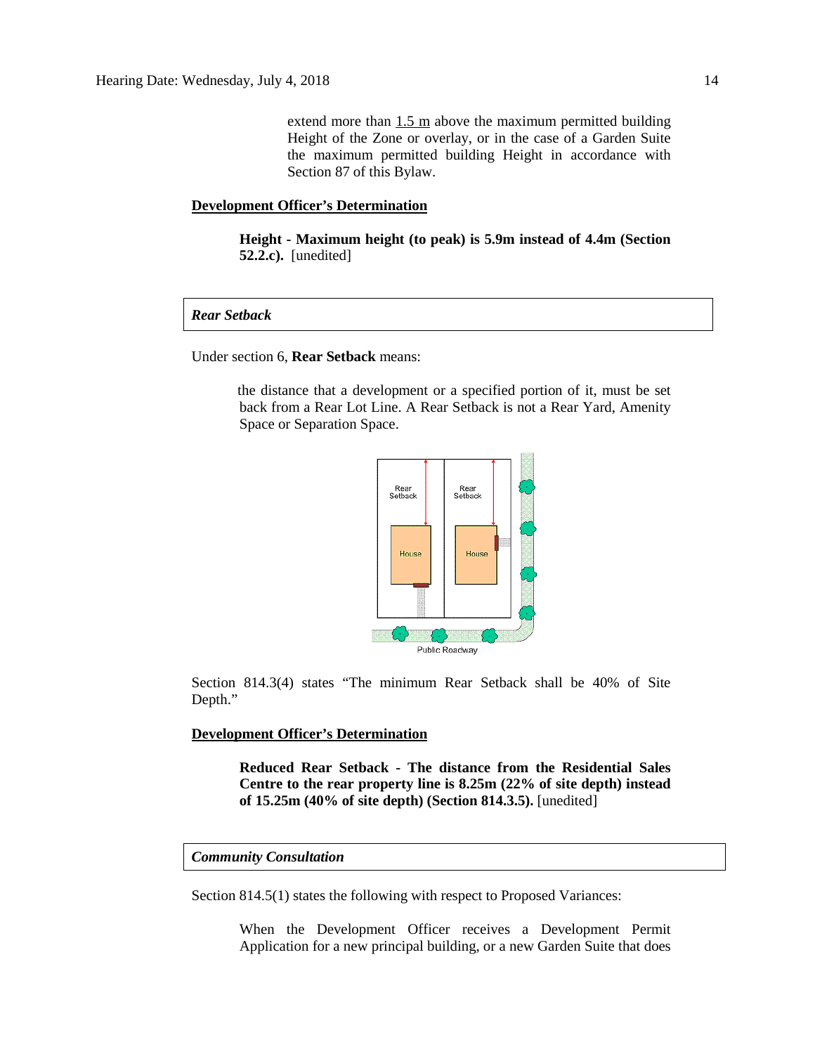extend more than 1.5 m above the maximum permitted building Height of the Zone or overlay, or in the case of a Garden Suite the maximum permitted building Height in accordance with Section 87 of this Bylaw.

**Development Officer's Determination**

> **Height - Maximum height (to peak) is 5.9m instead of 4.4m (Section 52.2.c).** [unedited]

### *Rear Setback*

Under section 6, **Rear Setback** means:

> the distance that a development or a specified portion of it, must be set back from a Rear Lot Line. A Rear Setback is not a Rear Yard, Amenity Space or Separation Space.

Section 814.3(4) states "The minimum Rear Setback shall be 40% of Site Depth."

**Development Officer's Determination**

> **Reduced Rear Setback - The distance from the Residential Sales Centre to the rear property line is 8.25m (22% of site depth) instead of 15.25m (40% of site depth) (Section 814.3.5).** [unedited]

### *Community Consultation*

Section 814.5(1) states the following with respect to Proposed Variances:

> When the Development Officer receives a Development Permit Application for a new principal building, or a new Garden Suite that does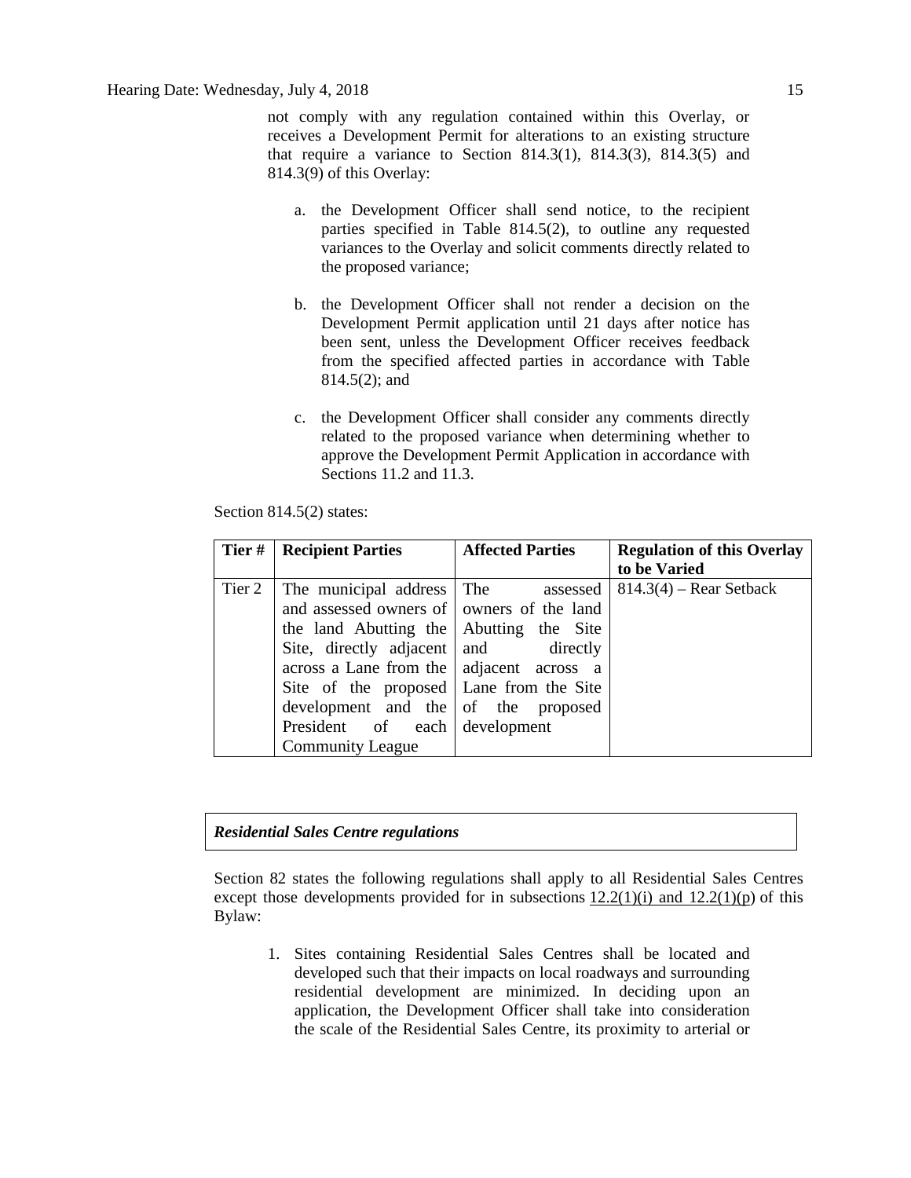not comply with any regulation contained within this Overlay, or receives a Development Permit for alterations to an existing structure that require a variance to Section 814.3(1), 814.3(3), 814.3(5) and 814.3(9) of this Overlay:

a. the Development Officer shall send notice, to the recipient parties specified in Table 814.5(2), to outline any requested variances to the Overlay and solicit comments directly related to the proposed variance;

b. the Development Officer shall not render a decision on the Development Permit application until 21 days after notice has been sent, unless the Development Officer receives feedback from the specified affected parties in accordance with Table 814.5(2); and

c. the Development Officer shall consider any comments directly related to the proposed variance when determining whether to approve the Development Permit Application in accordance with Sections 11.2 and 11.3.

Section 814.5(2) states:

| Tier # | Recipient Parties | Affected Parties | Regulation of this Overlay to be Varied |
|---|---|---|---|
| Tier 2 | The municipal address and assessed owners of the land Abutting the Site, directly adjacent across a Lane from the Site of the proposed development and the President of each Community League | The assessed owners of the land Abutting the Site and directly adjacent across a Lane from the Site of the proposed development | 814.3(4) – Rear Setback |

***Residential Sales Centre regulations***

Section 82 states the following regulations shall apply to all Residential Sales Centres except those developments provided for in subsections 12.2(1)(i) and 12.2(1)(p) of this Bylaw:

1. Sites containing Residential Sales Centres shall be located and developed such that their impacts on local roadways and surrounding residential development are minimized. In deciding upon an application, the Development Officer shall take into consideration the scale of the Residential Sales Centre, its proximity to arterial or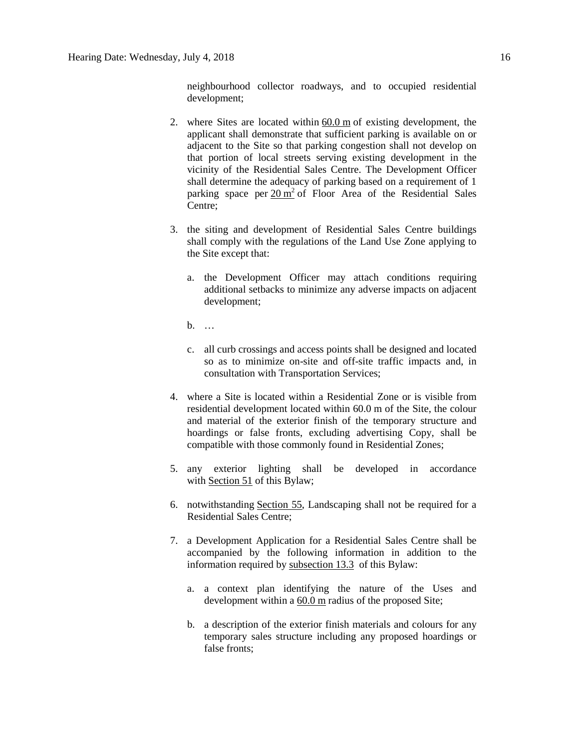neighbourhood collector roadways, and to occupied residential development;

2. where Sites are located within 60.0 m of existing development, the applicant shall demonstrate that sufficient parking is available on or adjacent to the Site so that parking congestion shall not develop on that portion of local streets serving existing development in the vicinity of the Residential Sales Centre. The Development Officer shall determine the adequacy of parking based on a requirement of 1 parking space per $20 \text{ m}^2$ of Floor Area of the Residential Sales Centre;

3. the siting and development of Residential Sales Centre buildings shall comply with the regulations of the Land Use Zone applying to the Site except that:

   a. the Development Officer may attach conditions requiring additional setbacks to minimize any adverse impacts on adjacent development;

   b. …

   c. all curb crossings and access points shall be designed and located so as to minimize on-site and off-site traffic impacts and, in consultation with Transportation Services;

4. where a Site is located within a Residential Zone or is visible from residential development located within 60.0 m of the Site, the colour and material of the exterior finish of the temporary structure and hoardings or false fronts, excluding advertising Copy, shall be compatible with those commonly found in Residential Zones;

5. any exterior lighting shall be developed in accordance with Section 51 of this Bylaw;

6. notwithstanding Section 55, Landscaping shall not be required for a Residential Sales Centre;

7. a Development Application for a Residential Sales Centre shall be accompanied by the following information in addition to the information required by subsection 13.3 of this Bylaw:

   a. a context plan identifying the nature of the Uses and development within a 60.0 m radius of the proposed Site;

   b. a description of the exterior finish materials and colours for any temporary sales structure including any proposed hoardings or false fronts;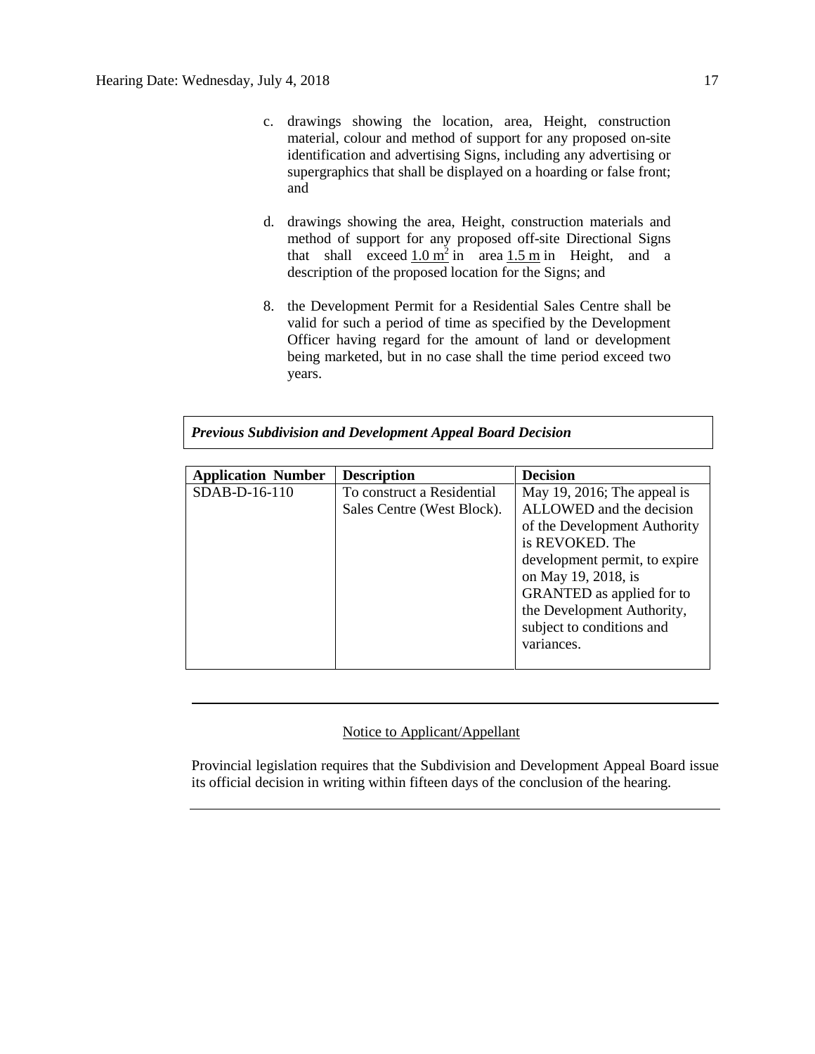c. drawings showing the location, area, Height, construction material, colour and method of support for any proposed on-site identification and advertising Signs, including any advertising or supergraphics that shall be displayed on a hoarding or false front; and

d. drawings showing the area, Height, construction materials and method of support for any proposed off-site Directional Signs that shall exceed $1.0 \text{ m}^2$ in area 1.5 m in Height, and a description of the proposed location for the Signs; and

8. the Development Permit for a Residential Sales Centre shall be valid for such a period of time as specified by the Development Officer having regard for the amount of land or development being marketed, but in no case shall the time period exceed two years.

***Previous Subdivision and Development Appeal Board Decision***

| Application Number | Description | Decision |
|---|---|---|
| SDAB-D-16-110 | To construct a Residential Sales Centre (West Block). | May 19, 2016; The appeal is ALLOWED and the decision of the Development Authority is REVOKED. The development permit, to expire on May 19, 2018, is GRANTED as applied for to the Development Authority, subject to conditions and variances. |

---

Notice to Applicant/Appellant

Provincial legislation requires that the Subdivision and Development Appeal Board issue its official decision in writing within fifteen days of the conclusion of the hearing.

---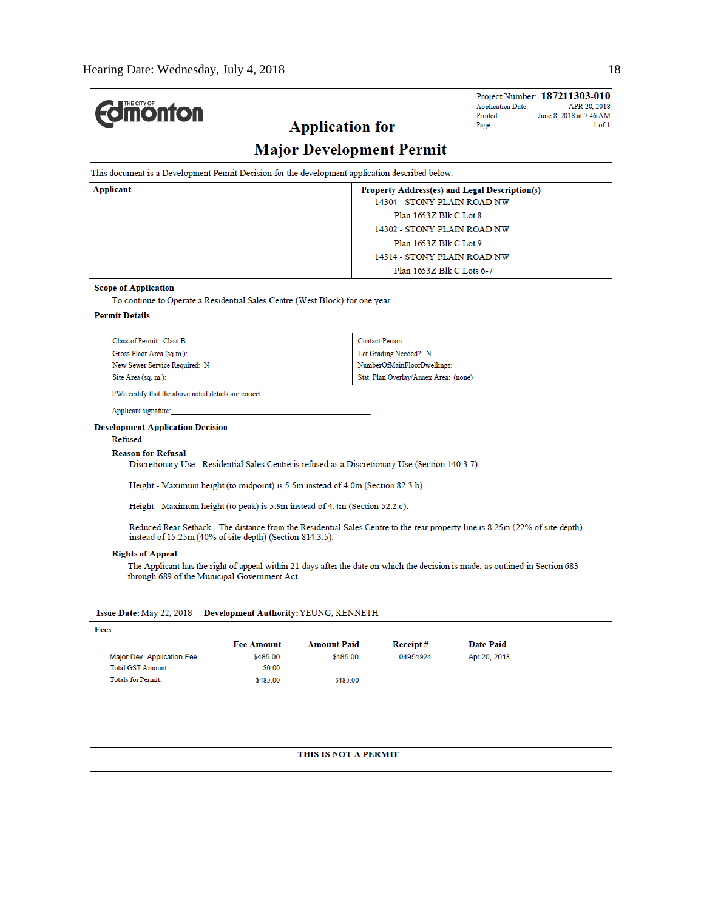Hearing Date: Wednesday, July 4, 2018

**The City of Edmonton**

# Application for Major Development Permit

Project Number: **187211303-010**
Application Date: APR 20, 2018
Printed: June 8, 2018 at 7:46 AM
Page: 1 of 1

This document is a Development Permit Decision for the development application described below.

| **Applicant** | **Property Address(es) and Legal Description(s)** |
|---|---|
| | 14304 - STONY PLAIN ROAD NW<br>Plan 1653Z Blk C Lot 8<br>14302 - STONY PLAIN ROAD NW<br>Plan 1653Z Blk C Lot 9<br>14314 - STONY PLAIN ROAD NW<br>Plan 1653Z Blk C Lots 6-7 |

**Scope of Application**

To continue to Operate a Residential Sales Centre (West Block) for one year.

**Permit Details**

| | |
|---|---|
| Class of Permit: Class B | Contact Person: |
| Gross Floor Area (sq.m.): | Lot Grading Needed?: N |
| New Sewer Service Required: N | NumberOfMainFloorDwellings: |
| Site Area (sq. m.): | Stat. Plan Overlay/Annex Area: (none) |

I/We certify that the above noted details are correct.

Applicant signature: ______________________________

**Development Application Decision**

Refused

**Reason for Refusal**

Discretionary Use - Residential Sales Centre is refused as a Discretionary Use (Section 140.3.7).

Height - Maximum height (to midpoint) is 5.5m instead of 4.0m (Section 82.3.b).

Height - Maximum height (to peak) is 5.9m instead of 4.4m (Section 52.2.c).

Reduced Rear Setback - The distance from the Residential Sales Centre to the rear property line is 8.25m (22% of site depth) instead of 15.25m (40% of site depth) (Section 814.3.5).

**Rights of Appeal**

The Applicant has the right of appeal within 21 days after the date on which the decision is made, as outlined in Section 683 through 689 of the Municipal Government Act.

**Issue Date:** May 22, 2018 **Development Authority:** YEUNG, KENNETH

**Fees**

| | Fee Amount | Amount Paid | Receipt # | Date Paid |
|---|---|---|---|---|
| Major Dev. Application Fee | $485.00 | $485.00 | 04951924 | Apr 20, 2018 |
| Total GST Amount: | $0.00 | | | |
| Totals for Permit: | $485.00 | $485.00 | | |

**THIS IS NOT A PERMIT**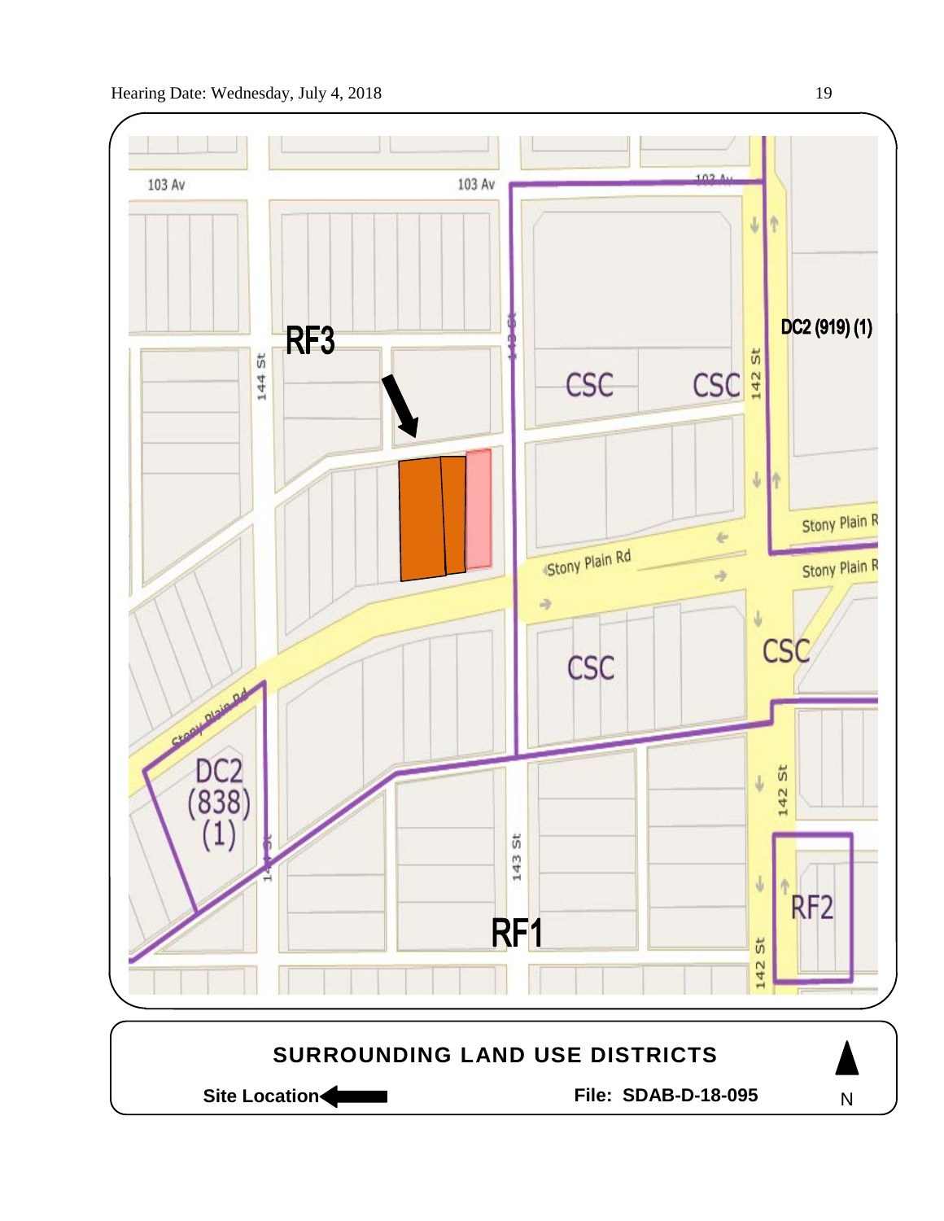103 Av

103 Av

103 Av

RF3

144 St

143 St

CSC

CSC

142 St

DC2 (919) (1)

Stony Plain Rd

Stony Plain Rd

Stony Plain Rd

CSC

CSC

Stony Plain Rd

DC2 (838) (1)

144 St

143 St

RF1

142 St

RF2

142 St

**SURROUNDING LAND USE DISTRICTS**

**Site Location**

**File: SDAB-D-18-095**

N